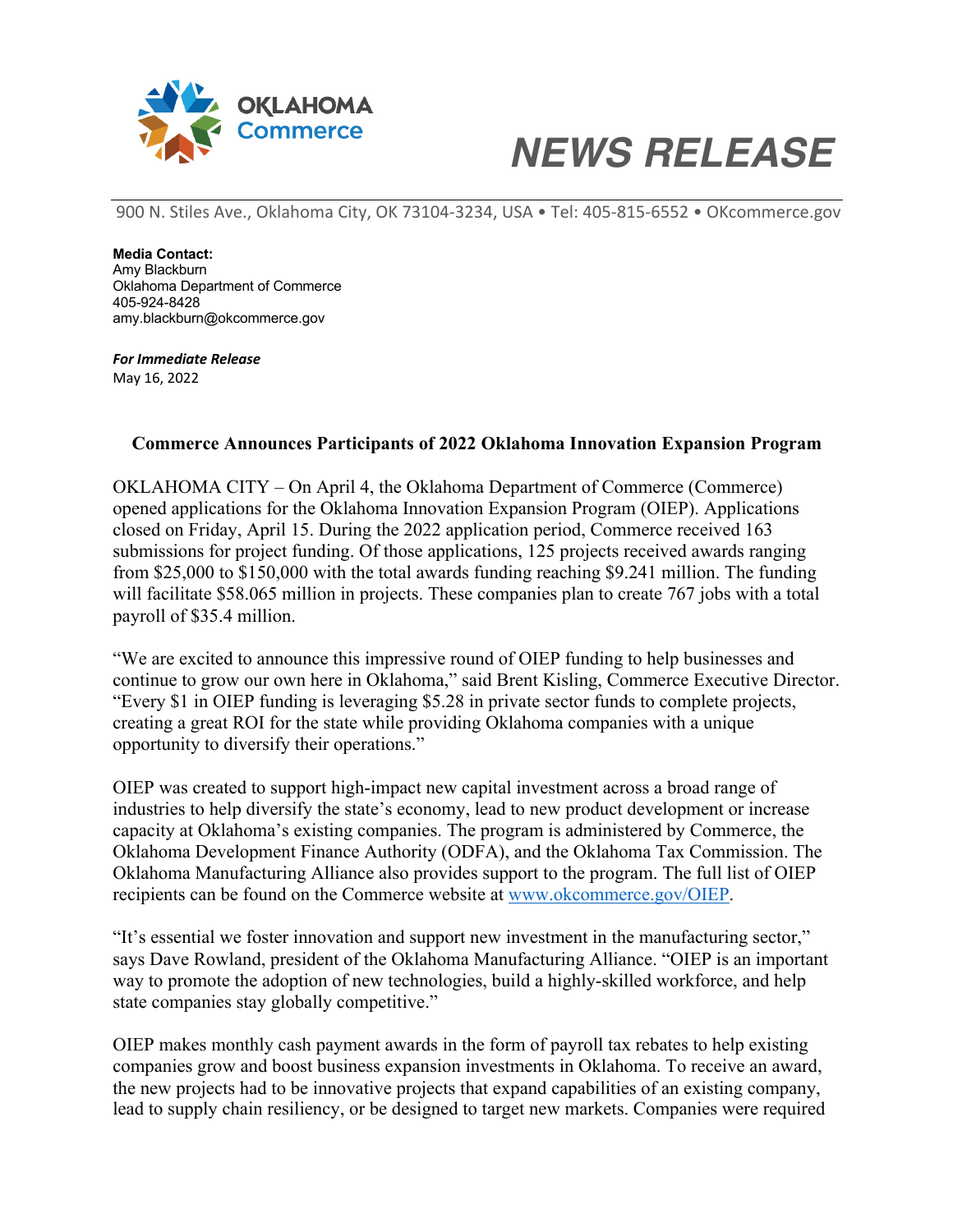OKLAHOMA Commerce

# NEWS RELEASE

900 N. Stiles Ave., Oklahoma City, OK 73104-3234, USA • Tel: 405-815-6552 • OKcommerce.gov

**Media Contact:**
Amy Blackburn
Oklahoma Department of Commerce
405-924-8428
amy.blackburn@okcommerce.gov

***For Immediate Release***
May 16, 2022

## Commerce Announces Participants of 2022 Oklahoma Innovation Expansion Program

OKLAHOMA CITY – On April 4, the Oklahoma Department of Commerce (Commerce) opened applications for the Oklahoma Innovation Expansion Program (OIEP). Applications closed on Friday, April 15. During the 2022 application period, Commerce received 163 submissions for project funding. Of those applications, 125 projects received awards ranging from $25,000 to $150,000 with the total awards funding reaching $9.241 million. The funding will facilitate $58.065 million in projects. These companies plan to create 767 jobs with a total payroll of $35.4 million.

"We are excited to announce this impressive round of OIEP funding to help businesses and continue to grow our own here in Oklahoma," said Brent Kisling, Commerce Executive Director. "Every $1 in OIEP funding is leveraging $5.28 in private sector funds to complete projects, creating a great ROI for the state while providing Oklahoma companies with a unique opportunity to diversify their operations."

OIEP was created to support high-impact new capital investment across a broad range of industries to help diversify the state's economy, lead to new product development or increase capacity at Oklahoma's existing companies. The program is administered by Commerce, the Oklahoma Development Finance Authority (ODFA), and the Oklahoma Tax Commission. The Oklahoma Manufacturing Alliance also provides support to the program. The full list of OIEP recipients can be found on the Commerce website at [www.okcommerce.gov/OIEP](www.okcommerce.gov/OIEP).

"It's essential we foster innovation and support new investment in the manufacturing sector," says Dave Rowland, president of the Oklahoma Manufacturing Alliance. "OIEP is an important way to promote the adoption of new technologies, build a highly-skilled workforce, and help state companies stay globally competitive."

OIEP makes monthly cash payment awards in the form of payroll tax rebates to help existing companies grow and boost business expansion investments in Oklahoma. To receive an award, the new projects had to be innovative projects that expand capabilities of an existing company, lead to supply chain resiliency, or be designed to target new markets. Companies were required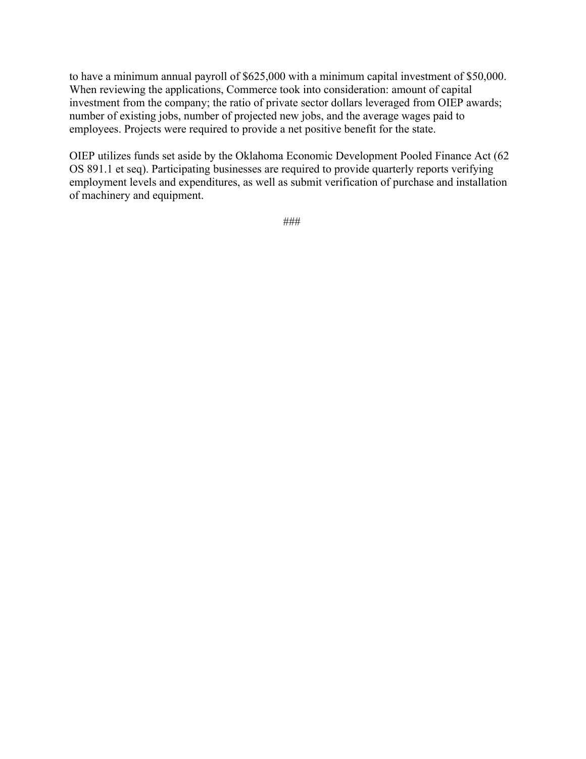to have a minimum annual payroll of $625,000 with a minimum capital investment of $50,000. When reviewing the applications, Commerce took into consideration: amount of capital investment from the company; the ratio of private sector dollars leveraged from OIEP awards; number of existing jobs, number of projected new jobs, and the average wages paid to employees. Projects were required to provide a net positive benefit for the state.

OIEP utilizes funds set aside by the Oklahoma Economic Development Pooled Finance Act (62 OS 891.1 et seq). Participating businesses are required to provide quarterly reports verifying employment levels and expenditures, as well as submit verification of purchase and installation of machinery and equipment.

###